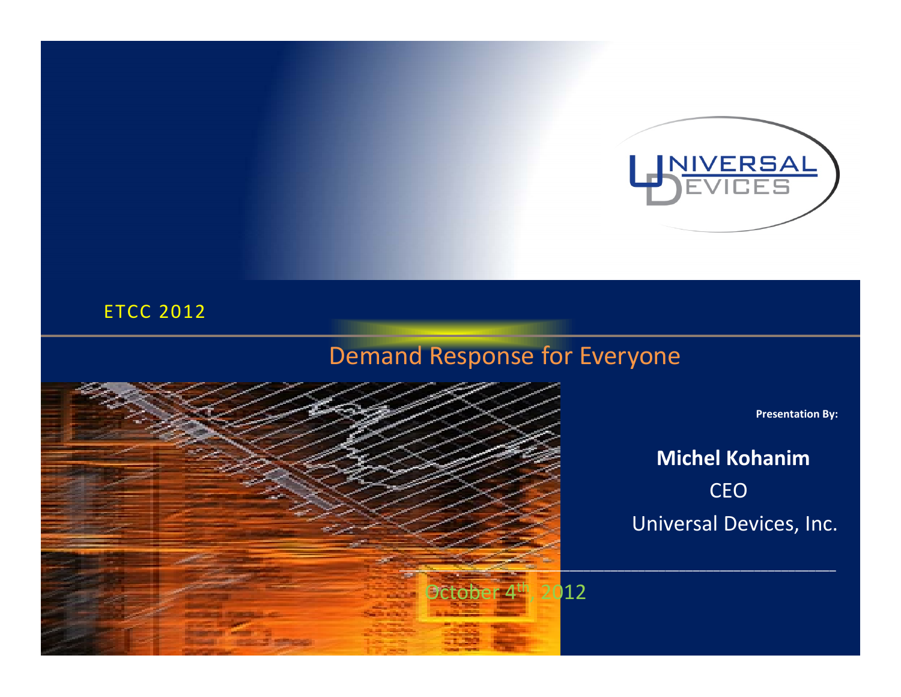UNIVERSAL DEVICES

ETCC 2012

# Demand Response for Everyone

**Presentation By:**

**Michel Kohanim**

CEO

Universal Devices, Inc.

October 4th, 2012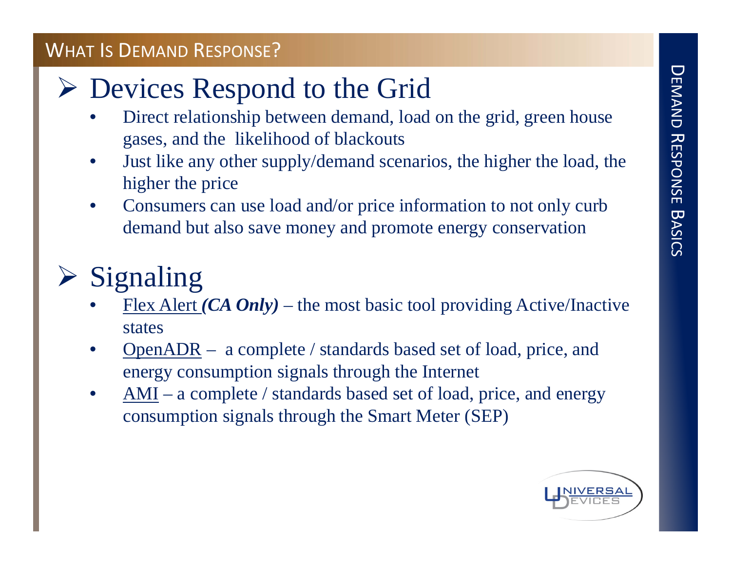# What Is Demand Response?

## Devices Respond to the Grid

- Direct relationship between demand, load on the grid, green house gases, and the likelihood of blackouts
- Just like any other supply/demand scenarios, the higher the load, the higher the price
- Consumers can use load and/or price information to not only curb demand but also save money and promote energy conservation

## Signaling

- Flex Alert ***(CA Only)*** – the most basic tool providing Active/Inactive states
- OpenADR – a complete / standards based set of load, price, and energy consumption signals through the Internet
- AMI – a complete / standards based set of load, price, and energy consumption signals through the Smart Meter (SEP)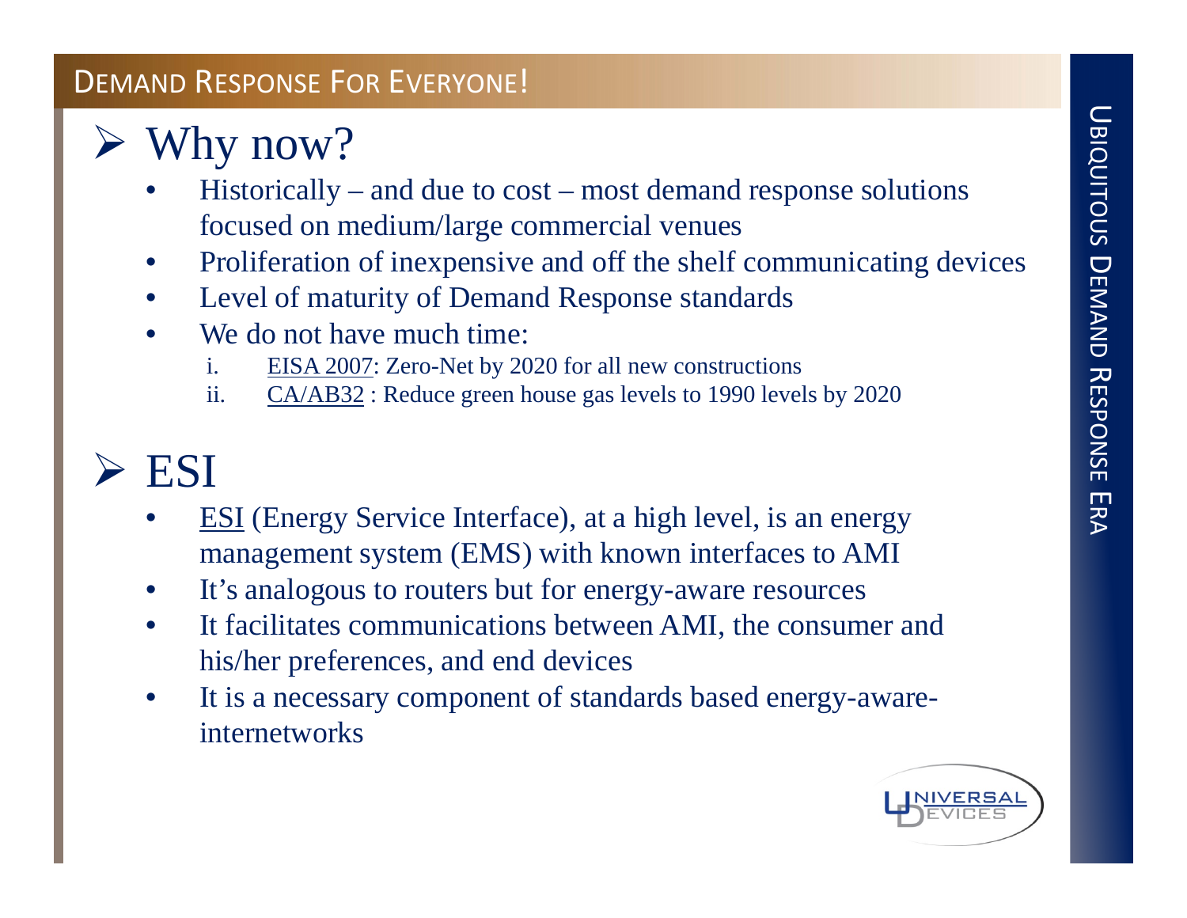## Demand Response For Everyone!

### Why now?

- Historically – and due to cost – most demand response solutions focused on medium/large commercial venues
- Proliferation of inexpensive and off the shelf communicating devices
- Level of maturity of Demand Response standards
- We do not have much time:
  1. EISA 2007: Zero-Net by 2020 for all new constructions
  2. CA/AB32 : Reduce green house gas levels to 1990 levels by 2020

### ESI

- ESI (Energy Service Interface), at a high level, is an energy management system (EMS) with known interfaces to AMI
- It's analogous to routers but for energy-aware resources
- It facilitates communications between AMI, the consumer and his/her preferences, and end devices
- It is a necessary component of standards based energy-aware-internetworks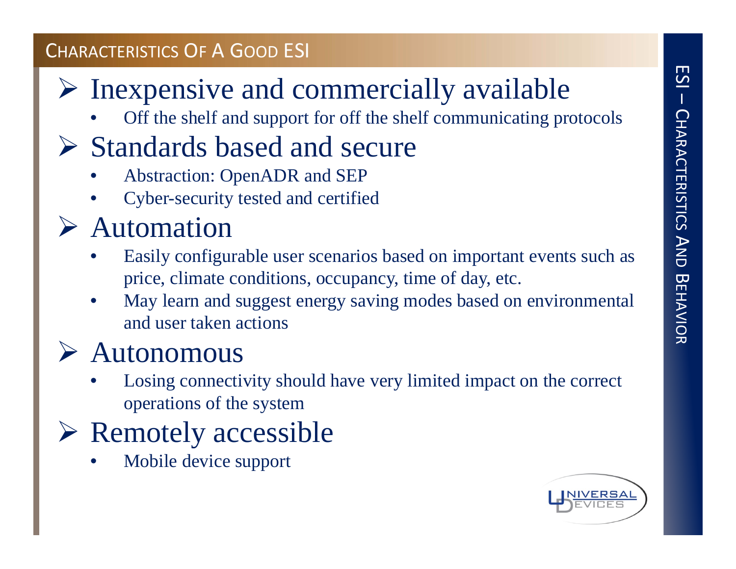## Characteristics Of A Good ESI

- **Inexpensive and commercially available**
  - Off the shelf and support for off the shelf communicating protocols
- **Standards based and secure**
  - Abstraction: OpenADR and SEP
  - Cyber-security tested and certified
- **Automation**
  - Easily configurable user scenarios based on important events such as price, climate conditions, occupancy, time of day, etc.
  - May learn and suggest energy saving modes based on environmental and user taken actions
- **Autonomous**
  - Losing connectivity should have very limited impact on the correct operations of the system
- **Remotely accessible**
  - Mobile device support

ESI – Characteristics And Behavior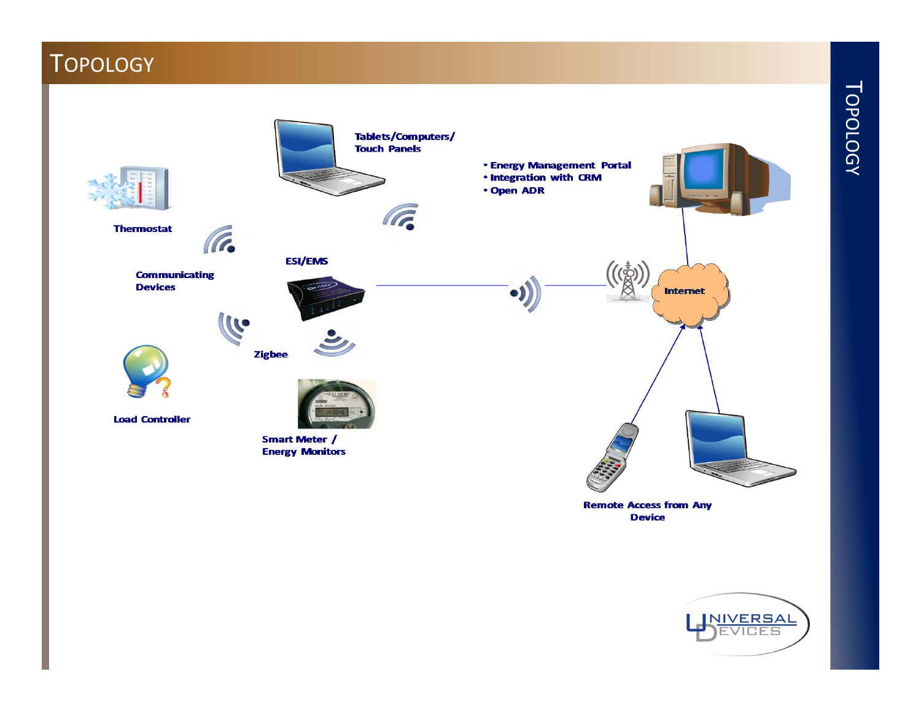# Topology

Tablets/Computers/
Touch Panels

- Energy Management Portal
- Integration with CRM
- Open ADR

Thermostat

Communicating
Devices

ESI/EMS

Internet

Zigbee

Load Controller

Smart Meter /
Energy Monitors

Remote Access from Any
Device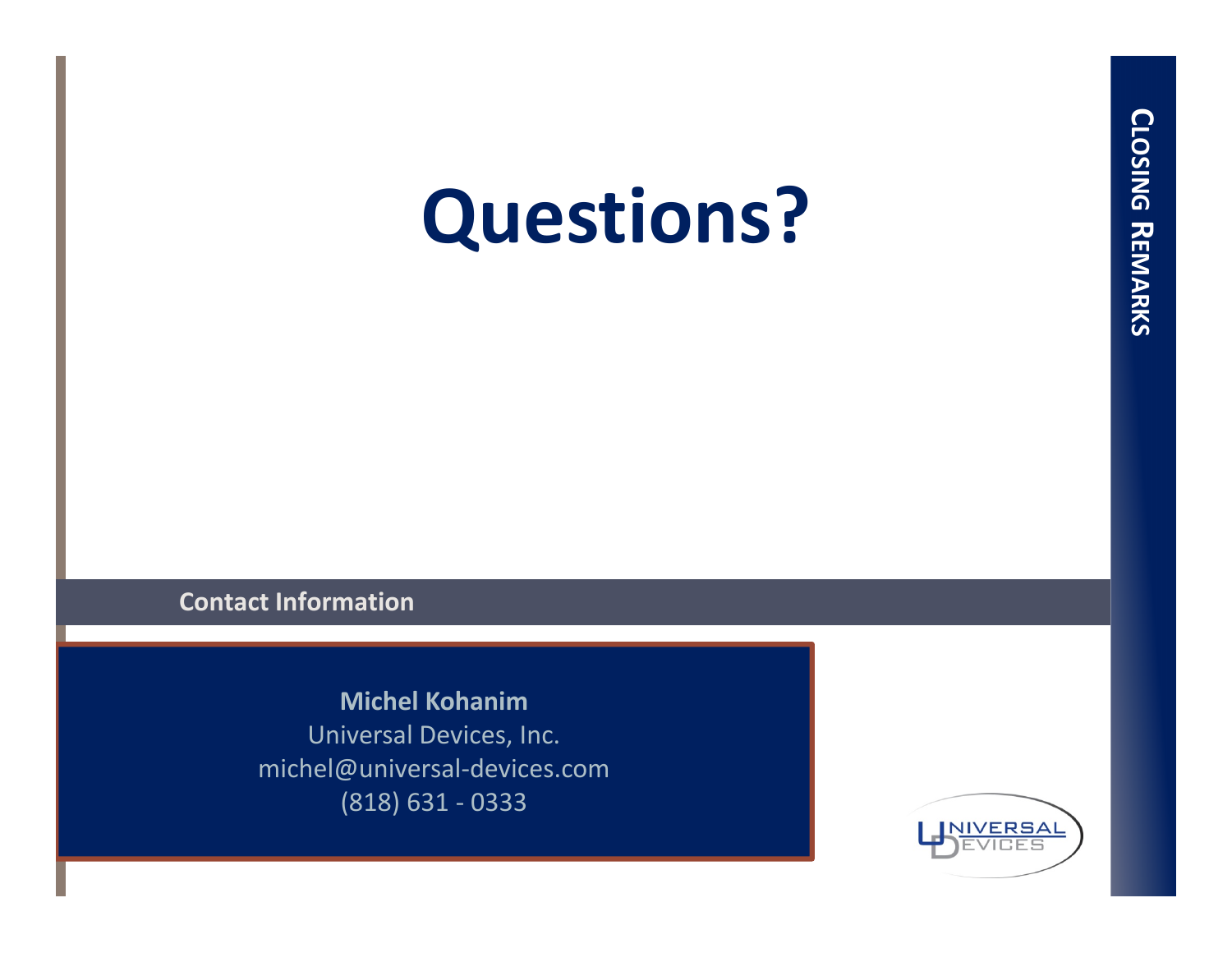# Questions?

**Contact Information**

**Michel Kohanim**
Universal Devices, Inc.
michel@universal-devices.com
(818) 631 - 0333

CLOSING REMARKS